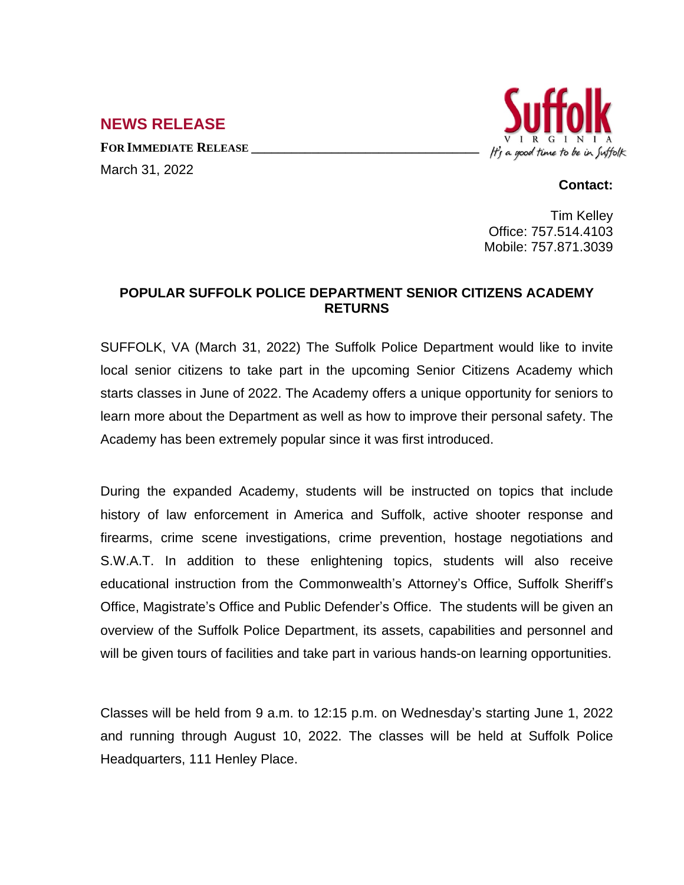## NEWS RELEASE

**FOR IMMEDIATE RELEASE**

March 31, 2022

Suffolk VIRGINIA
It's a good time to be in Suffolk

**Contact:**

Tim Kelley
Office: 757.514.4103
Mobile: 757.871.3039

### POPULAR SUFFOLK POLICE DEPARTMENT SENIOR CITIZENS ACADEMY RETURNS

SUFFOLK, VA (March 31, 2022) The Suffolk Police Department would like to invite local senior citizens to take part in the upcoming Senior Citizens Academy which starts classes in June of 2022. The Academy offers a unique opportunity for seniors to learn more about the Department as well as how to improve their personal safety. The Academy has been extremely popular since it was first introduced.

During the expanded Academy, students will be instructed on topics that include history of law enforcement in America and Suffolk, active shooter response and firearms, crime scene investigations, crime prevention, hostage negotiations and S.W.A.T. In addition to these enlightening topics, students will also receive educational instruction from the Commonwealth's Attorney's Office, Suffolk Sheriff's Office, Magistrate's Office and Public Defender's Office. The students will be given an overview of the Suffolk Police Department, its assets, capabilities and personnel and will be given tours of facilities and take part in various hands-on learning opportunities.

Classes will be held from 9 a.m. to 12:15 p.m. on Wednesday's starting June 1, 2022 and running through August 10, 2022. The classes will be held at Suffolk Police Headquarters, 111 Henley Place.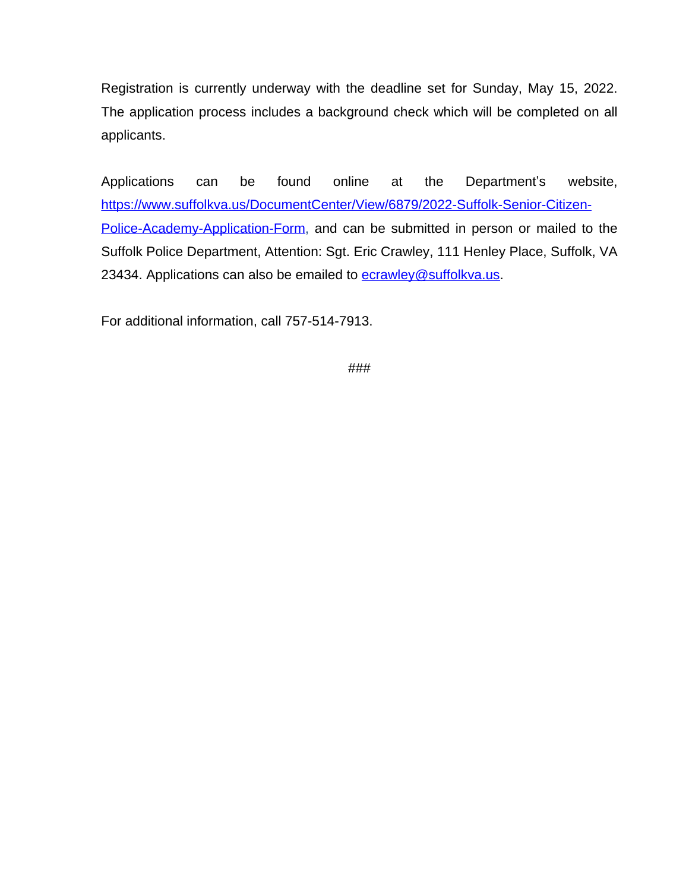Registration is currently underway with the deadline set for Sunday, May 15, 2022. The application process includes a background check which will be completed on all applicants.

Applications can be found online at the Department's website, [https://www.suffolkva.us/DocumentCenter/View/6879/2022-Suffolk-Senior-Citizen-Police-Academy-Application-Form](https://www.suffolkva.us/DocumentCenter/View/6879/2022-Suffolk-Senior-Citizen-Police-Academy-Application-Form), and can be submitted in person or mailed to the Suffolk Police Department, Attention: Sgt. Eric Crawley, 111 Henley Place, Suffolk, VA 23434. Applications can also be emailed to [ecrawley@suffolkva.us](mailto:ecrawley@suffolkva.us).

For additional information, call 757-514-7913.

###